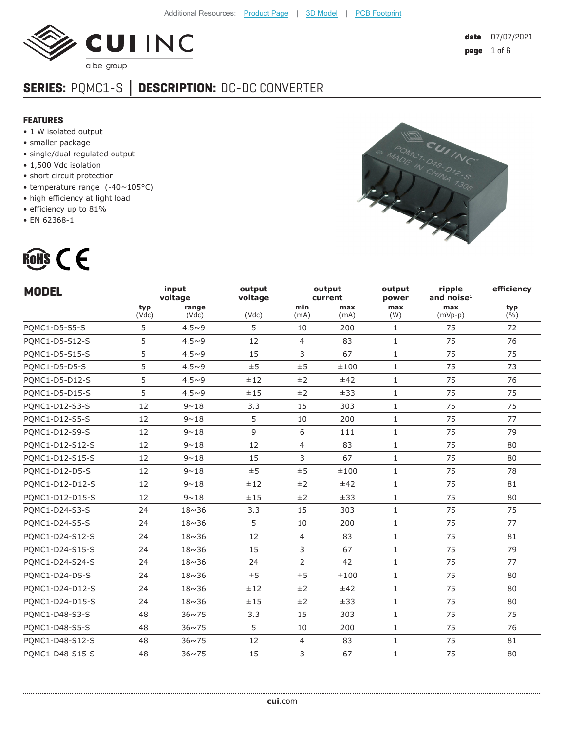Additional Resources: Product Page | 3D Model | PCB Footprint

date 07/07/2021

## SERIES: PQMC1-S │ DESCRIPTION: DC-DC CONVERTER

### FEATURES

- 1 W isolated output
- smaller package
- single/dual regulated output
- 1,500 Vdc isolation
- short circuit protection
- temperature range (-40~105°C)
- high efficiency at light load
- efficiency up to 81%
- EN 62368-1

| MODEL | input voltage | | output voltage | output current | | output power | ripple and noise[1] | efficiency |
|---|---|---|---|---|---|---|---|---|
| | typ (Vdc) | range (Vdc) | (Vdc) | min (mA) | max (mA) | max (W) | max (mVp-p) | typ (%) |
| PQMC1-D5-S5-S | 5 | 4.5~9 | 5 | 10 | 200 | 1 | 75 | 72 |
| PQMC1-D5-S12-S | 5 | 4.5~9 | 12 | 4 | 83 | 1 | 75 | 76 |
| PQMC1-D5-S15-S | 5 | 4.5~9 | 15 | 3 | 67 | 1 | 75 | 75 |
| PQMC1-D5-D5-S | 5 | 4.5~9 | ±5 | ±5 | ±100 | 1 | 75 | 73 |
| PQMC1-D5-D12-S | 5 | 4.5~9 | ±12 | ±2 | ±42 | 1 | 75 | 76 |
| PQMC1-D5-D15-S | 5 | 4.5~9 | ±15 | ±2 | ±33 | 1 | 75 | 75 |
| PQMC1-D12-S3-S | 12 | 9~18 | 3.3 | 15 | 303 | 1 | 75 | 75 |
| PQMC1-D12-S5-S | 12 | 9~18 | 5 | 10 | 200 | 1 | 75 | 77 |
| PQMC1-D12-S9-S | 12 | 9~18 | 9 | 6 | 111 | 1 | 75 | 79 |
| PQMC1-D12-S12-S | 12 | 9~18 | 12 | 4 | 83 | 1 | 75 | 80 |
| PQMC1-D12-S15-S | 12 | 9~18 | 15 | 3 | 67 | 1 | 75 | 80 |
| PQMC1-D12-D5-S | 12 | 9~18 | ±5 | ±5 | ±100 | 1 | 75 | 78 |
| PQMC1-D12-D12-S | 12 | 9~18 | ±12 | ±2 | ±42 | 1 | 75 | 81 |
| PQMC1-D12-D15-S | 12 | 9~18 | ±15 | ±2 | ±33 | 1 | 75 | 80 |
| PQMC1-D24-S3-S | 24 | 18~36 | 3.3 | 15 | 303 | 1 | 75 | 75 |
| PQMC1-D24-S5-S | 24 | 18~36 | 5 | 10 | 200 | 1 | 75 | 77 |
| PQMC1-D24-S12-S | 24 | 18~36 | 12 | 4 | 83 | 1 | 75 | 81 |
| PQMC1-D24-S15-S | 24 | 18~36 | 15 | 3 | 67 | 1 | 75 | 79 |
| PQMC1-D24-S24-S | 24 | 18~36 | 24 | 2 | 42 | 1 | 75 | 77 |
| PQMC1-D24-D5-S | 24 | 18~36 | ±5 | ±5 | ±100 | 1 | 75 | 80 |
| PQMC1-D24-D12-S | 24 | 18~36 | ±12 | ±2 | ±42 | 1 | 75 | 80 |
| PQMC1-D24-D15-S | 24 | 18~36 | ±15 | ±2 | ±33 | 1 | 75 | 80 |
| PQMC1-D48-S3-S | 48 | 36~75 | 3.3 | 15 | 303 | 1 | 75 | 75 |
| PQMC1-D48-S5-S | 48 | 36~75 | 5 | 10 | 200 | 1 | 75 | 76 |
| PQMC1-D48-S12-S | 48 | 36~75 | 12 | 4 | 83 | 1 | 75 | 81 |
| PQMC1-D48-S15-S | 48 | 36~75 | 15 | 3 | 67 | 1 | 75 | 80 |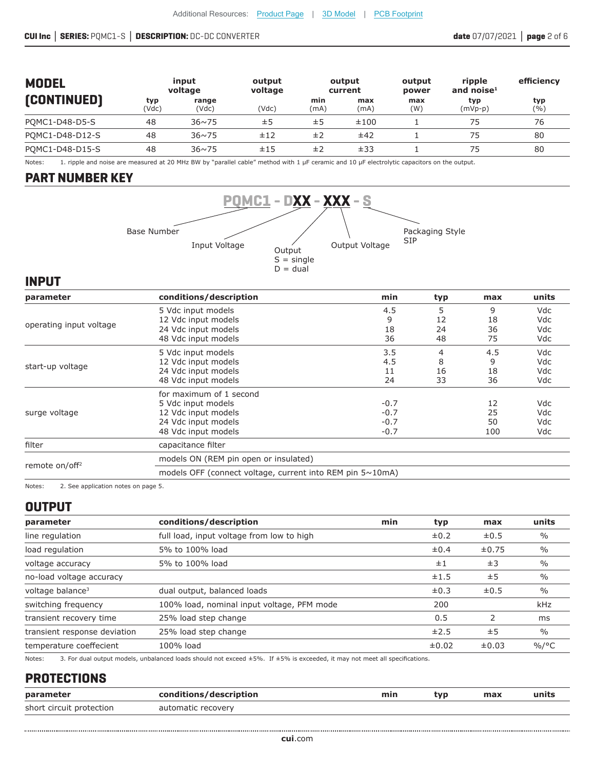## MODEL (CONTINUED)

| | input voltage | | output voltage | output current | | output power | ripple and noise[1] | efficiency |
|---|---|---|---|---|---|---|---|---|
| | typ (Vdc) | range (Vdc) | (Vdc) | min (mA) | max (mA) | max (W) | typ (mVp-p) | typ (%) |
| PQMC1-D48-D5-S | 48 | 36~75 | ±5 | ±5 | ±100 | 1 | 75 | 76 |
| PQMC1-D48-D12-S | 48 | 36~75 | ±12 | ±2 | ±42 | 1 | 75 | 80 |
| PQMC1-D48-D15-S | 48 | 36~75 | ±15 | ±2 | ±33 | 1 | 75 | 80 |

Notes: 1. ripple and noise are measured at 20 MHz BW by "parallel cable" method with 1 μF ceramic and 10 μF electrolytic capacitors on the output.

## PART NUMBER KEY

PQMC1 - DXX - XXX - S

- Base Number: PQMC1
- Input Voltage: XX
- Output: S = single, D = dual
- Output Voltage: XX
- Packaging Style: SIP

## INPUT

| parameter | conditions/description | min | typ | max | units |
|---|---|---|---|---|---|
| operating input voltage | 5 Vdc input models<br>12 Vdc input models<br>24 Vdc input models<br>48 Vdc input models | 4.5<br>9<br>18<br>36 | 5<br>12<br>24<br>48 | 9<br>18<br>36<br>75 | Vdc<br>Vdc<br>Vdc<br>Vdc |
| start-up voltage | 5 Vdc input models<br>12 Vdc input models<br>24 Vdc input models<br>48 Vdc input models | 3.5<br>4.5<br>11<br>24 | 4<br>8<br>16<br>33 | 4.5<br>9<br>18<br>36 | Vdc<br>Vdc<br>Vdc<br>Vdc |
| surge voltage | for maximum of 1 second<br>5 Vdc input models<br>12 Vdc input models<br>24 Vdc input models<br>48 Vdc input models | <br>-0.7<br>-0.7<br>-0.7<br>-0.7 | | <br>12<br>25<br>50<br>100 | <br>Vdc<br>Vdc<br>Vdc<br>Vdc |
| filter | capacitance filter | | | | |
| remote on/off[2] | models ON (REM pin open or insulated) | | | | |
| | models OFF (connect voltage, current into REM pin 5~10mA) | | | | |

Notes: 2. See application notes on page 5.

## OUTPUT

| parameter | conditions/description | min | typ | max | units |
|---|---|---|---|---|---|
| line regulation | full load, input voltage from low to high | | ±0.2 | ±0.5 | % |
| load regulation | 5% to 100% load | | ±0.4 | ±0.75 | % |
| voltage accuracy | 5% to 100% load | | ±1 | ±3 | % |
| no-load voltage accuracy | | | ±1.5 | ±5 | % |
| voltage balance[3] | dual output, balanced loads | | ±0.3 | ±0.5 | % |
| switching frequency | 100% load, nominal input voltage, PFM mode | | 200 | | kHz |
| transient recovery time | 25% load step change | | 0.5 | 2 | ms |
| transient response deviation | 25% load step change | | ±2.5 | ±5 | % |
| temperature coeffecient | 100% load | | ±0.02 | ±0.03 | %/°C |

Notes: 3. For dual output models, unbalanced loads should not exceed ±5%. If ±5% is exceeded, it may not meet all specifications.

## PROTECTIONS

| parameter | conditions/description | min | typ | max | units |
|---|---|---|---|---|---|
| short circuit protection | automatic recovery | | | | |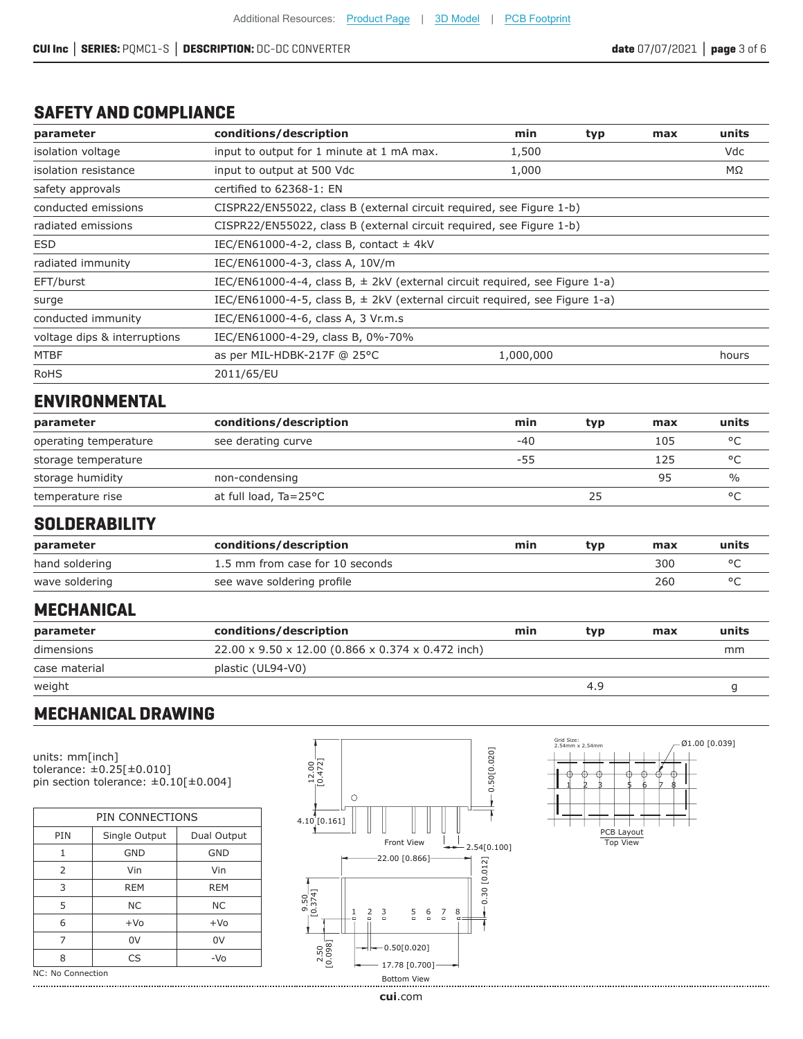## SAFETY AND COMPLIANCE

| parameter | conditions/description | min | typ | max | units |
|---|---|---|---|---|---|
| isolation voltage | input to output for 1 minute at 1 mA max. | 1,500 | | | Vdc |
| isolation resistance | input to output at 500 Vdc | 1,000 | | | MΩ |
| safety approvals | certified to 62368-1: EN | | | | |
| conducted emissions | CISPR22/EN55022, class B (external circuit required, see Figure 1-b) | | | | |
| radiated emissions | CISPR22/EN55022, class B (external circuit required, see Figure 1-b) | | | | |
| ESD | IEC/EN61000-4-2, class B, contact ± 4kV | | | | |
| radiated immunity | IEC/EN61000-4-3, class A, 10V/m | | | | |
| EFT/burst | IEC/EN61000-4-4, class B, ± 2kV (external circuit required, see Figure 1-a) | | | | |
| surge | IEC/EN61000-4-5, class B, ± 2kV (external circuit required, see Figure 1-a) | | | | |
| conducted immunity | IEC/EN61000-4-6, class A, 3 Vr.m.s | | | | |
| voltage dips & interruptions | IEC/EN61000-4-29, class B, 0%-70% | | | | |
| MTBF | as per MIL-HDBK-217F @ 25°C | 1,000,000 | | | hours |
| RoHS | 2011/65/EU | | | | |

## ENVIRONMENTAL

| parameter | conditions/description | min | typ | max | units |
|---|---|---|---|---|---|
| operating temperature | see derating curve | -40 | | 105 | °C |
| storage temperature | | -55 | | 125 | °C |
| storage humidity | non-condensing | | | 95 | % |
| temperature rise | at full load, Ta=25°C | | 25 | | °C |

## SOLDERABILITY

| parameter | conditions/description | min | typ | max | units |
|---|---|---|---|---|---|
| hand soldering | 1.5 mm from case for 10 seconds | | | 300 | °C |
| wave soldering | see wave soldering profile | | | 260 | °C |

## MECHANICAL

| parameter | conditions/description | min | typ | max | units |
|---|---|---|---|---|---|
| dimensions | 22.00 x 9.50 x 12.00 (0.866 x 0.374 x 0.472 inch) | | | | mm |
| case material | plastic (UL94-V0) | | | | |
| weight | | | 4.9 | | g |

## MECHANICAL DRAWING

units: mm[inch]
tolerance: ±0.25[±0.010]
pin section tolerance: ±0.10[±0.004]

| PIN CONNECTIONS | | |
|---|---|---|
| PIN | Single Output | Dual Output |
| 1 | GND | GND |
| 2 | Vin | Vin |
| 3 | REM | REM |
| 5 | NC | NC |
| 6 | +Vo | +Vo |
| 7 | 0V | 0V |
| 8 | CS | -Vo |

NC: No Connection

Front View: 12.00 [0.472], 4.10 [0.161], 0.50[0.020], 2.54[0.100]

Bottom View: 22.00 [0.866], 9.50 [0.374], 2.50 [0.098], 0.30 [0.012], 0.50[0.020], 17.78 [0.700]

PCB Layout Top View: Grid Size: 2.54mm x 2.54mm, Ø1.00 [0.039]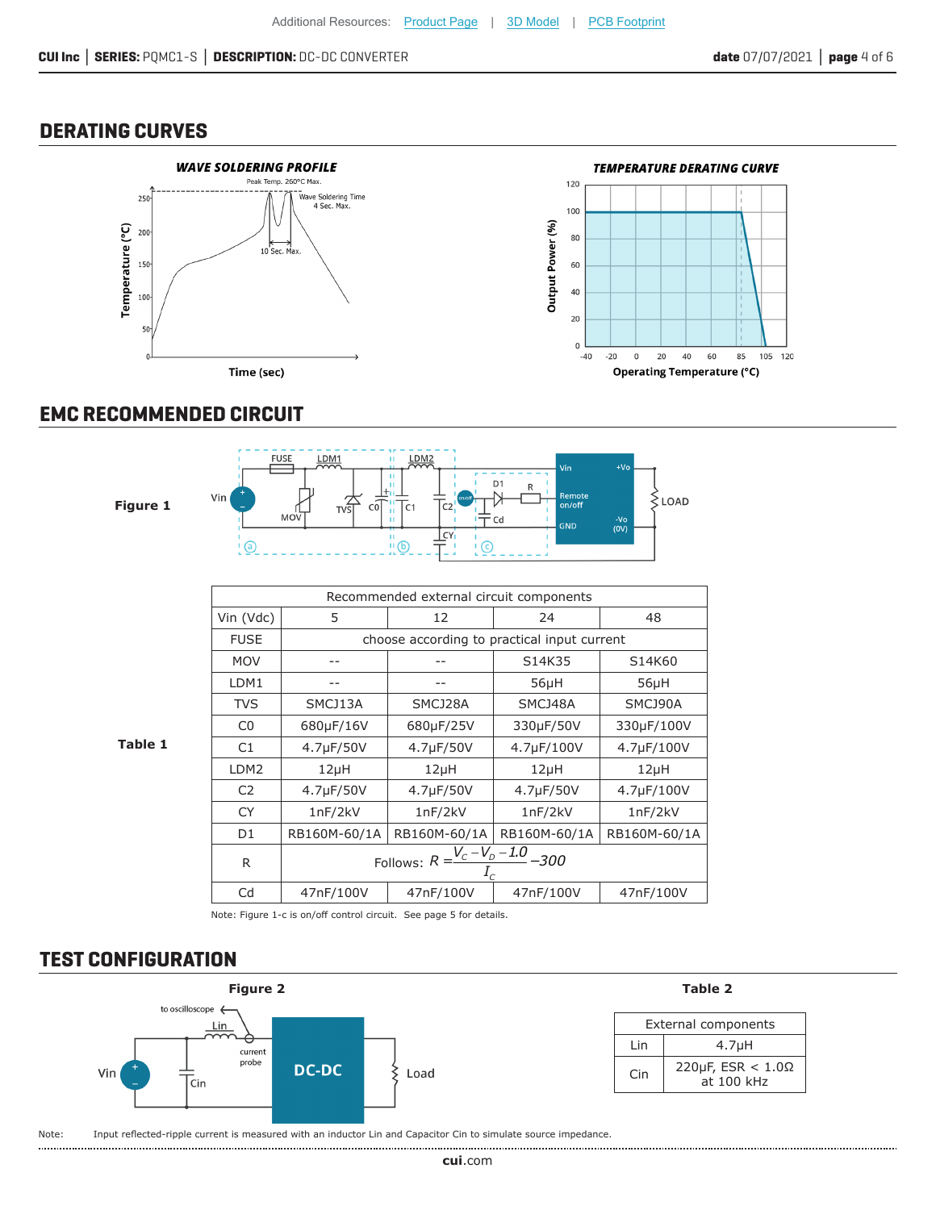## DERATING CURVES

**WAVE SOLDERING PROFILE**

**TEMPERATURE DERATING CURVE**

## EMC RECOMMENDED CIRCUIT

**Figure 1**

**Table 1**

| Recommended external circuit components | | | | |
|---|---|---|---|---|
| Vin (Vdc) | 5 | 12 | 24 | 48 |
| FUSE | choose according to practical input current | | | |
| MOV | -- | -- | S14K35 | S14K60 |
| LDM1 | -- | -- | 56μH | 56μH |
| TVS | SMCJ13A | SMCJ28A | SMCJ48A | SMCJ90A |
| C0 | 680μF/16V | 680μF/25V | 330μF/50V | 330μF/100V |
| C1 | 4.7μF/50V | 4.7μF/50V | 4.7μF/100V | 4.7μF/100V |
| LDM2 | 12μH | 12μH | 12μH | 12μH |
| C2 | 4.7μF/50V | 4.7μF/50V | 4.7μF/50V | 4.7μF/100V |
| CY | 1nF/2kV | 1nF/2kV | 1nF/2kV | 1nF/2kV |
| D1 | RB160M-60/1A | RB160M-60/1A | RB160M-60/1A | RB160M-60/1A |
| R | Follows: $R = \frac{V_C - V_D - 1.0}{I_C} - 300$ | | | |
| Cd | 47nF/100V | 47nF/100V | 47nF/100V | 47nF/100V |

Note: Figure 1-c is on/off control circuit. See page 5 for details.

## TEST CONFIGURATION

**Figure 2**

**Table 2**

| External components | |
|---|---|
| Lin | 4.7μH |
| Cin | 220μF, ESR < 1.0Ω at 100 kHz |

Note: Input reflected-ripple current is measured with an inductor Lin and Capacitor Cin to simulate source impedance.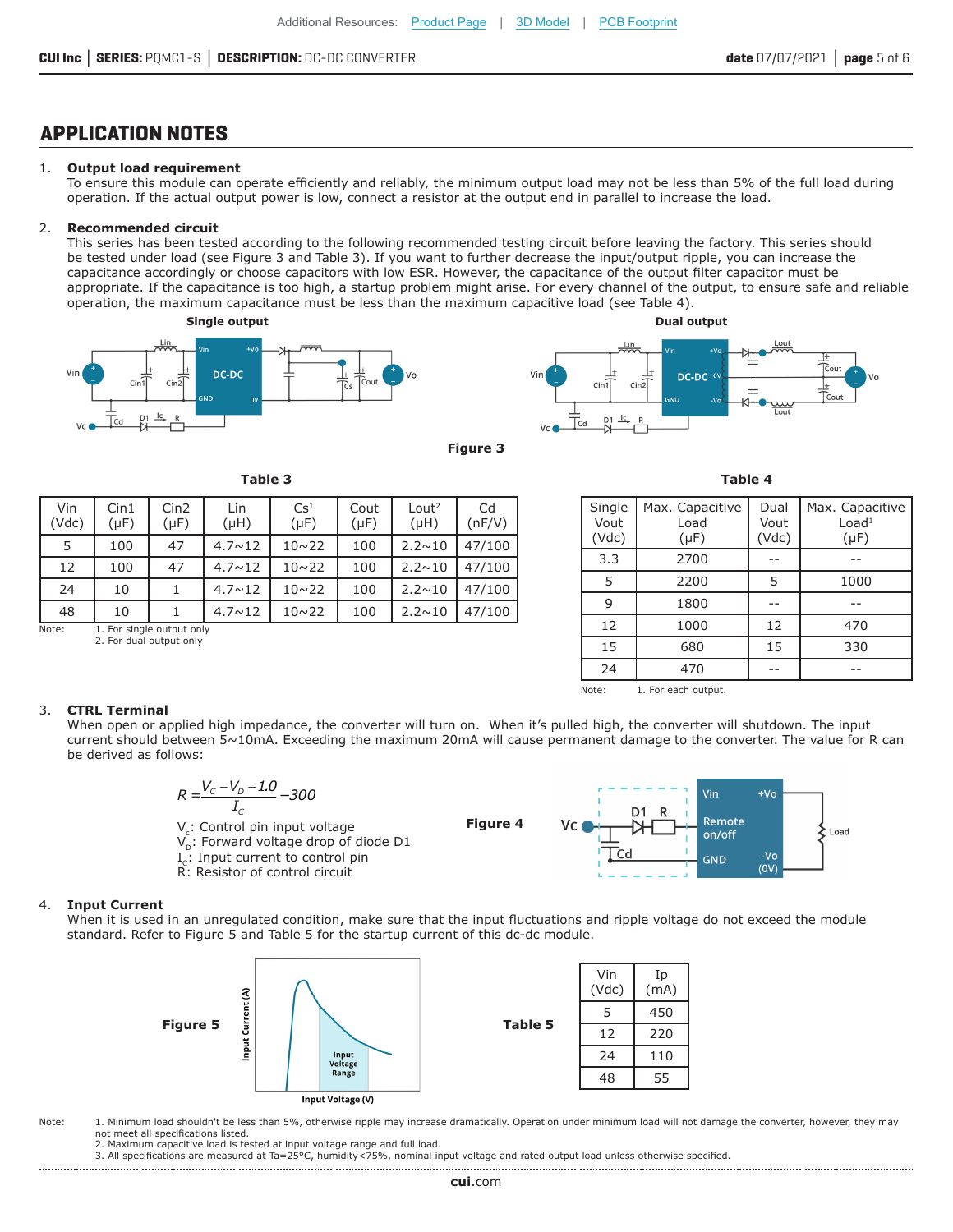Additional Resources: Product Page | 3D Model | PCB Footprint

## APPLICATION NOTES

1. **Output load requirement**
   To ensure this module can operate efficiently and reliably, the minimum output load may not be less than 5% of the full load during operation. If the actual output power is low, connect a resistor at the output end in parallel to increase the load.

2. **Recommended circuit**
   This series has been tested according to the following recommended testing circuit before leaving the factory. This series should be tested under load (see Figure 3 and Table 3). If you want to further decrease the input/output ripple, you can increase the capacitance accordingly or choose capacitors with low ESR. However, the capacitance of the output filter capacitor must be appropriate. If the capacitance is too high, a startup problem might arise. For every channel of the output, to ensure safe and reliable operation, the maximum capacitance must be less than the maximum capacitive load (see Table 4).

Single output

Dual output

Figure 3

Table 3

| Vin (Vdc) | Cin1 (μF) | Cin2 (μF) | Lin (μH) | Cs[1] (μF) | Cout (μF) | Lout[2] (μH) | Cd (nF/V) |
|---|---|---|---|---|---|---|---|
| 5 | 100 | 47 | 4.7~12 | 10~22 | 100 | 2.2~10 | 47/100 |
| 12 | 100 | 47 | 4.7~12 | 10~22 | 100 | 2.2~10 | 47/100 |
| 24 | 10 | 1 | 4.7~12 | 10~22 | 100 | 2.2~10 | 47/100 |
| 48 | 10 | 1 | 4.7~12 | 10~22 | 100 | 2.2~10 | 47/100 |

Note: 1. For single output only
2. For dual output only

Table 4

| Single Vout (Vdc) | Max. Capacitive Load (μF) | Dual Vout (Vdc) | Max. Capacitive Load[1] (μF) |
|---|---|---|---|
| 3.3 | 2700 | -- | -- |
| 5 | 2200 | 5 | 1000 |
| 9 | 1800 | -- | -- |
| 12 | 1000 | 12 | 470 |
| 15 | 680 | 15 | 330 |
| 24 | 470 | -- | -- |

Note: 1. For each output.

3. **CTRL Terminal**
   When open or applied high impedance, the converter will turn on. When it's pulled high, the converter will shutdown. The input current should between 5~10mA. Exceeding the maximum 20mA will cause permanent damage to the converter. The value for R can be derived as follows:

$$R = \frac{V_C - V_D - 1.0}{I_C} - 300$$

$V_C$: Control pin input voltage
$V_D$: Forward voltage drop of diode D1
$I_C$: Input current to control pin
R: Resistor of control circuit

Figure 4

4. **Input Current**
   When it is used in an unregulated condition, make sure that the input fluctuations and ripple voltage do not exceed the module standard. Refer to Figure 5 and Table 5 for the startup current of this dc-dc module.

Figure 5

Table 5

| Vin (Vdc) | Ip (mA) |
|---|---|
| 5 | 450 |
| 12 | 220 |
| 24 | 110 |
| 48 | 55 |

Note: 1. Minimum load shouldn't be less than 5%, otherwise ripple may increase dramatically. Operation under minimum load will not damage the converter, however, they may not meet all specifications listed.
2. Maximum capacitive load is tested at input voltage range and full load.
3. All specifications are measured at Ta=25°C, humidity<75%, nominal input voltage and rated output load unless otherwise specified.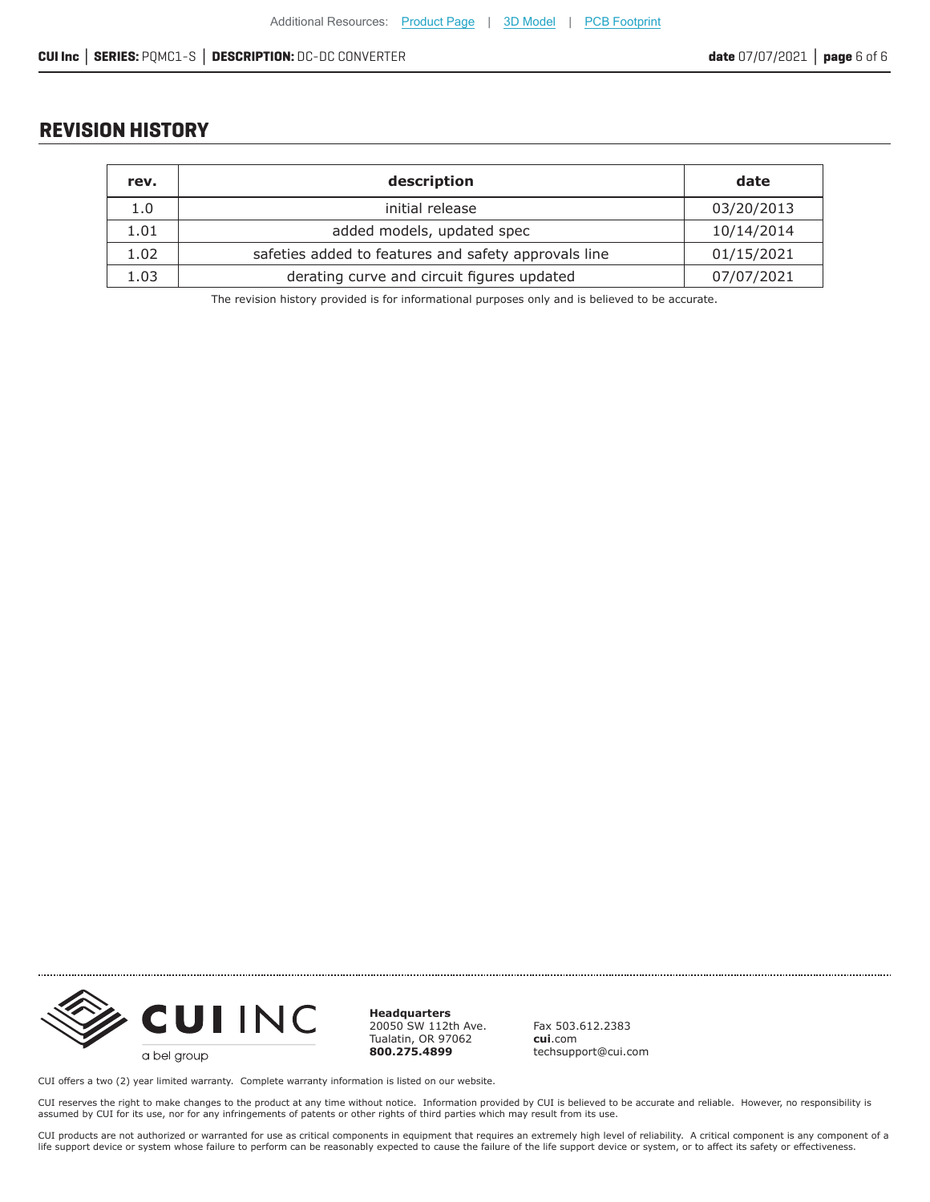## REVISION HISTORY

| rev. | description | date |
| --- | --- | --- |
| 1.0 | initial release | 03/20/2013 |
| 1.01 | added models, updated spec | 10/14/2014 |
| 1.02 | safeties added to features and safety approvals line | 01/15/2021 |
| 1.03 | derating curve and circuit figures updated | 07/07/2021 |

The revision history provided is for informational purposes only and is believed to be accurate.

CUI INC
a bel group

**Headquarters**
20050 SW 112th Ave.
Tualatin, OR 97062
**800.275.4899**

Fax 503.612.2383
**cui**.com
techsupport@cui.com

CUI offers a two (2) year limited warranty. Complete warranty information is listed on our website.

CUI reserves the right to make changes to the product at any time without notice. Information provided by CUI is believed to be accurate and reliable. However, no responsibility is assumed by CUI for its use, nor for any infringements of patents or other rights of third parties which may result from its use.

CUI products are not authorized or warranted for use as critical components in equipment that requires an extremely high level of reliability. A critical component is any component of a life support device or system whose failure to perform can be reasonably expected to cause the failure of the life support device or system, or to affect its safety or effectiveness.